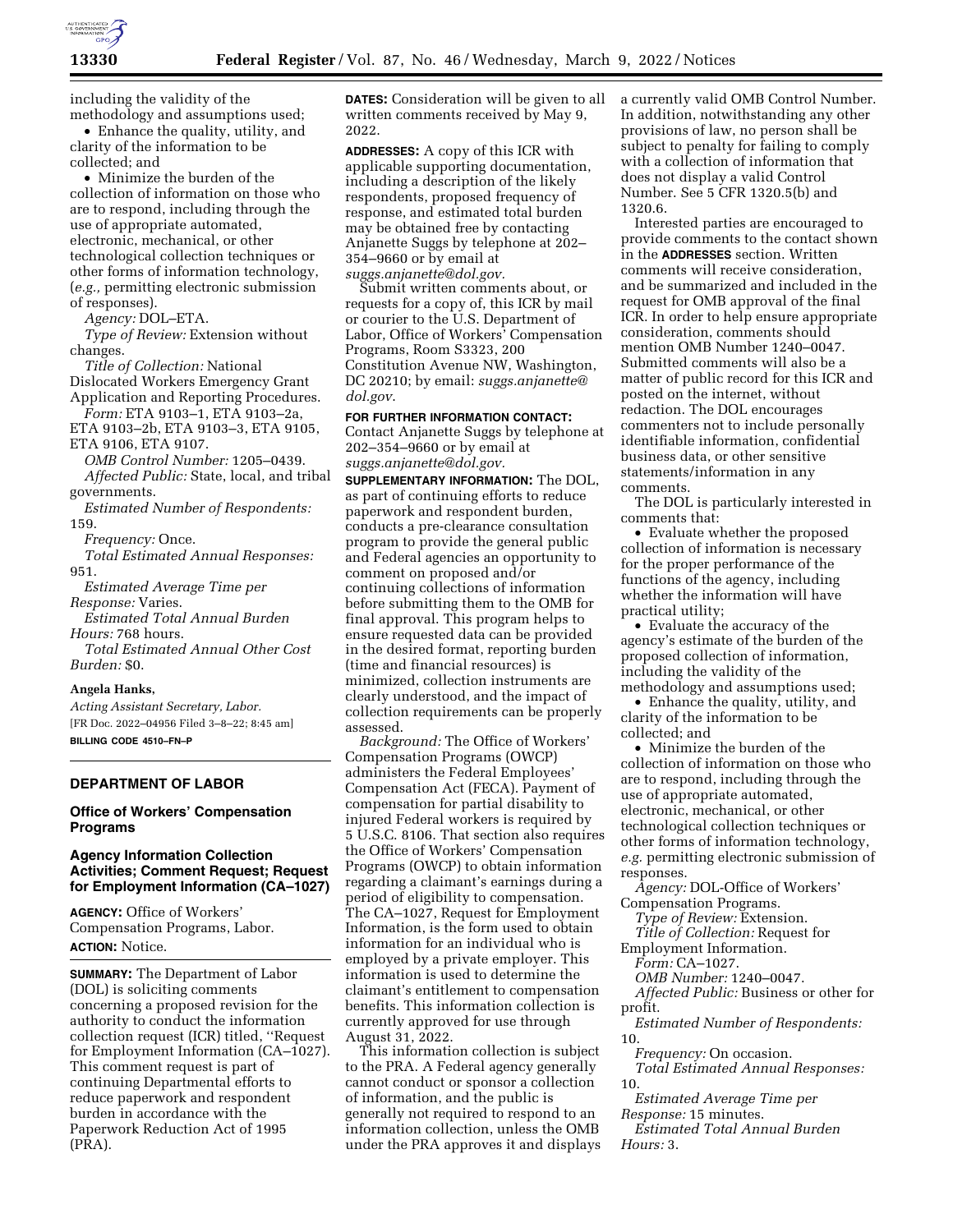including the validity of the methodology and assumptions used;

• Enhance the quality, utility, and clarity of the information to be collected; and

• Minimize the burden of the collection of information on those who are to respond, including through the use of appropriate automated, electronic, mechanical, or other technological collection techniques or other forms of information technology, (*e.g.,* permitting electronic submission of responses).

*Agency:* DOL–ETA.

*Type of Review:* Extension without changes.

*Title of Collection:* National Dislocated Workers Emergency Grant Application and Reporting Procedures.

*Form:* ETA 9103–1, ETA 9103–2a, ETA 9103–2b, ETA 9103–3, ETA 9105, ETA 9106, ETA 9107.

*OMB Control Number:* 1205–0439.

*Affected Public:* State, local, and tribal governments.

*Estimated Number of Respondents:* 159.

*Frequency:* Once.

*Total Estimated Annual Responses:* 951.

*Estimated Average Time per Response:* Varies.

*Estimated Total Annual Burden Hours:* 768 hours.

*Total Estimated Annual Other Cost Burden:* $0.

**Angela Hanks,**

*Acting Assistant Secretary, Labor.*

[FR Doc. 2022–04956 Filed 3–8–22; 8:45 am]

**BILLING CODE 4510–FN–P**

## DEPARTMENT OF LABOR

### Office of Workers' Compensation Programs

### Agency Information Collection Activities; Comment Request; Request for Employment Information (CA–1027)

**AGENCY:** Office of Workers' Compensation Programs, Labor.

**ACTION:** Notice.

**SUMMARY:** The Department of Labor (DOL) is soliciting comments concerning a proposed revision for the authority to conduct the information collection request (ICR) titled, "Request for Employment Information (CA–1027). This comment request is part of continuing Departmental efforts to reduce paperwork and respondent burden in accordance with the Paperwork Reduction Act of 1995 (PRA).

**DATES:** Consideration will be given to all written comments received by May 9, 2022.

**ADDRESSES:** A copy of this ICR with applicable supporting documentation, including a description of the likely respondents, proposed frequency of response, and estimated total burden may be obtained free by contacting Anjanette Suggs by telephone at 202–354–9660 or by email at *suggs.anjanette@dol.gov.*

Submit written comments about, or requests for a copy of, this ICR by mail or courier to the U.S. Department of Labor, Office of Workers' Compensation Programs, Room S3323, 200 Constitution Avenue NW, Washington, DC 20210; by email: *suggs.anjanette@dol.gov*.

**FOR FURTHER INFORMATION CONTACT:** Contact Anjanette Suggs by telephone at 202–354–9660 or by email at *suggs.anjanette@dol.gov.*

**SUPPLEMENTARY INFORMATION:** The DOL, as part of continuing efforts to reduce paperwork and respondent burden, conducts a pre-clearance consultation program to provide the general public and Federal agencies an opportunity to comment on proposed and/or continuing collections of information before submitting them to the OMB for final approval. This program helps to ensure requested data can be provided in the desired format, reporting burden (time and financial resources) is minimized, collection instruments are clearly understood, and the impact of collection requirements can be properly assessed.

*Background:* The Office of Workers' Compensation Programs (OWCP) administers the Federal Employees' Compensation Act (FECA). Payment of compensation for partial disability to injured Federal workers is required by 5 U.S.C. 8106. That section also requires the Office of Workers' Compensation Programs (OWCP) to obtain information regarding a claimant's earnings during a period of eligibility to compensation. The CA–1027, Request for Employment Information, is the form used to obtain information for an individual who is employed by a private employer. This information is used to determine the claimant's entitlement to compensation benefits. This information collection is currently approved for use through August 31, 2022.

This information collection is subject to the PRA. A Federal agency generally cannot conduct or sponsor a collection of information, and the public is generally not required to respond to an information collection, unless the OMB under the PRA approves it and displays a currently valid OMB Control Number. In addition, notwithstanding any other provisions of law, no person shall be subject to penalty for failing to comply with a collection of information that does not display a valid Control Number. See 5 CFR 1320.5(b) and 1320.6.

Interested parties are encouraged to provide comments to the contact shown in the **ADDRESSES** section. Written comments will receive consideration, and be summarized and included in the request for OMB approval of the final ICR. In order to help ensure appropriate consideration, comments should mention OMB Number 1240–0047. Submitted comments will also be a matter of public record for this ICR and posted on the internet, without redaction. The DOL encourages commenters not to include personally identifiable information, confidential business data, or other sensitive statements/information in any comments.

The DOL is particularly interested in comments that:

• Evaluate whether the proposed collection of information is necessary for the proper performance of the functions of the agency, including whether the information will have practical utility;

• Evaluate the accuracy of the agency's estimate of the burden of the proposed collection of information, including the validity of the methodology and assumptions used;

• Enhance the quality, utility, and clarity of the information to be collected; and

• Minimize the burden of the collection of information on those who are to respond, including through the use of appropriate automated, electronic, mechanical, or other technological collection techniques or other forms of information technology, *e.g.* permitting electronic submission of responses.

*Agency:* DOL-Office of Workers' Compensation Programs.

*Type of Review:* Extension.

*Title of Collection:* Request for Employment Information.

*Form:* CA–1027.

*OMB Number:* 1240–0047.

*Affected Public:* Business or other for profit.

*Estimated Number of Respondents:* 10.

*Frequency:* On occasion.

*Total Estimated Annual Responses:* 10.

*Estimated Average Time per Response:* 15 minutes.

*Estimated Total Annual Burden Hours:* 3.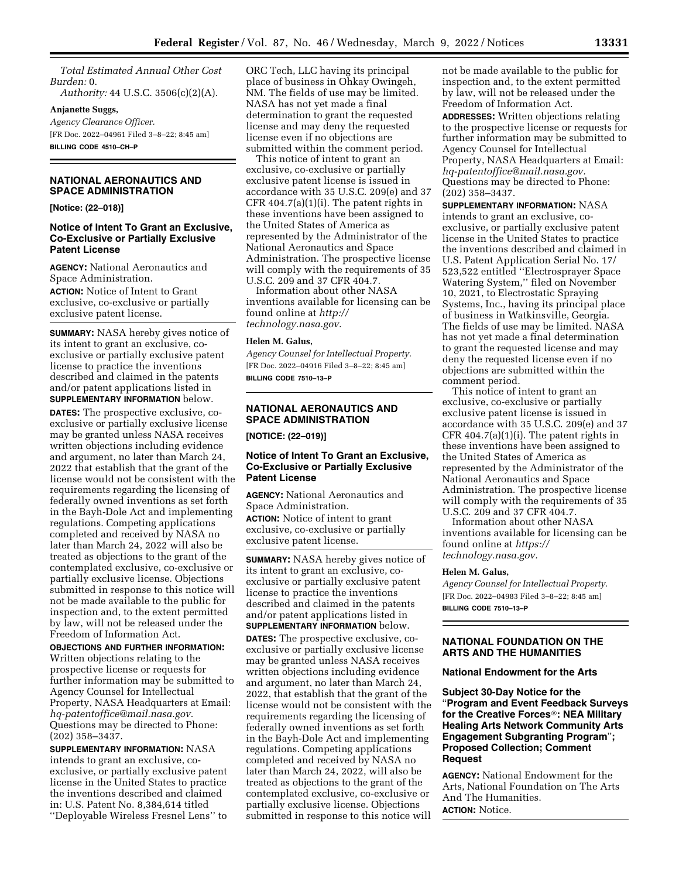*Total Estimated Annual Other Cost Burden:* 0.

*Authority:* 44 U.S.C. 3506(c)(2)(A).

**Anjanette Suggs,**

*Agency Clearance Officer.*

[FR Doc. 2022–04961 Filed 3–8–22; 8:45 am]

**BILLING CODE 4510–CH–P**

## NATIONAL AERONAUTICS AND SPACE ADMINISTRATION

**[Notice: (22–018)]**

### Notice of Intent To Grant an Exclusive, Co-Exclusive or Partially Exclusive Patent License

**AGENCY:** National Aeronautics and Space Administration.

**ACTION:** Notice of Intent to Grant exclusive, co-exclusive or partially exclusive patent license.

**SUMMARY:** NASA hereby gives notice of its intent to grant an exclusive, co-exclusive or partially exclusive patent license to practice the inventions described and claimed in the patents and/or patent applications listed in **SUPPLEMENTARY INFORMATION** below.

**DATES:** The prospective exclusive, co-exclusive or partially exclusive license may be granted unless NASA receives written objections including evidence and argument, no later than March 24, 2022 that establish that the grant of the license would not be consistent with the requirements regarding the licensing of federally owned inventions as set forth in the Bayh-Dole Act and implementing regulations. Competing applications completed and received by NASA no later than March 24, 2022 will also be treated as objections to the grant of the contemplated exclusive, co-exclusive or partially exclusive license. Objections submitted in response to this notice will not be made available to the public for inspection and, to the extent permitted by law, will not be released under the Freedom of Information Act.

**OBJECTIONS AND FURTHER INFORMATION:** Written objections relating to the prospective license or requests for further information may be submitted to Agency Counsel for Intellectual Property, NASA Headquarters at Email: *hq-patentoffice@mail.nasa.gov.* Questions may be directed to Phone: (202) 358–3437.

**SUPPLEMENTARY INFORMATION:** NASA intends to grant an exclusive, co-exclusive, or partially exclusive patent license in the United States to practice the inventions described and claimed in: U.S. Patent No. 8,384,614 titled ''Deployable Wireless Fresnel Lens'' to ORC Tech, LLC having its principal place of business in Ohkay Owingeh, NM. The fields of use may be limited. NASA has not yet made a final determination to grant the requested license and may deny the requested license even if no objections are submitted within the comment period.

This notice of intent to grant an exclusive, co-exclusive or partially exclusive patent license is issued in accordance with 35 U.S.C. 209(e) and 37 CFR 404.7(a)(1)(i). The patent rights in these inventions have been assigned to the United States of America as represented by the Administrator of the National Aeronautics and Space Administration. The prospective license will comply with the requirements of 35 U.S.C. 209 and 37 CFR 404.7.

Information about other NASA inventions available for licensing can be found online at *http://technology.nasa.gov.*

**Helen M. Galus,**

*Agency Counsel for Intellectual Property.*

[FR Doc. 2022–04916 Filed 3–8–22; 8:45 am]

**BILLING CODE 7510–13–P**

## NATIONAL AERONAUTICS AND SPACE ADMINISTRATION

**[NOTICE: (22–019)]**

### Notice of Intent To Grant an Exclusive, Co-Exclusive or Partially Exclusive Patent License

**AGENCY:** National Aeronautics and Space Administration.

**ACTION:** Notice of intent to grant exclusive, co-exclusive or partially exclusive patent license.

**SUMMARY:** NASA hereby gives notice of its intent to grant an exclusive, co-exclusive or partially exclusive patent license to practice the inventions described and claimed in the patents and/or patent applications listed in **SUPPLEMENTARY INFORMATION** below.

**DATES:** The prospective exclusive, co-exclusive or partially exclusive license may be granted unless NASA receives written objections including evidence and argument, no later than March 24, 2022, that establish that the grant of the license would not be consistent with the requirements regarding the licensing of federally owned inventions as set forth in the Bayh-Dole Act and implementing regulations. Competing applications completed and received by NASA no later than March 24, 2022, will also be treated as objections to the grant of the contemplated exclusive, co-exclusive or partially exclusive license. Objections submitted in response to this notice will not be made available to the public for inspection and, to the extent permitted by law, will not be released under the Freedom of Information Act.

**ADDRESSES:** Written objections relating to the prospective license or requests for further information may be submitted to Agency Counsel for Intellectual Property, NASA Headquarters at Email: *hq-patentoffice@mail.nasa.gov.* Questions may be directed to Phone: (202) 358–3437.

**SUPPLEMENTARY INFORMATION:** NASA intends to grant an exclusive, co-exclusive, or partially exclusive patent license in the United States to practice the inventions described and claimed in U.S. Patent Application Serial No. 17/523,522 entitled ''Electrosprayer Space Watering System,'' filed on November 10, 2021, to Electrostatic Spraying Systems, Inc., having its principal place of business in Watkinsville, Georgia. The fields of use may be limited. NASA has not yet made a final determination to grant the requested license and may deny the requested license even if no objections are submitted within the comment period.

This notice of intent to grant an exclusive, co-exclusive or partially exclusive patent license is issued in accordance with 35 U.S.C. 209(e) and 37 CFR 404.7(a)(1)(i). The patent rights in these inventions have been assigned to the United States of America as represented by the Administrator of the National Aeronautics and Space Administration. The prospective license will comply with the requirements of 35 U.S.C. 209 and 37 CFR 404.7.

Information about other NASA inventions available for licensing can be found online at *https://technology.nasa.gov.*

**Helen M. Galus,**

*Agency Counsel for Intellectual Property.*

[FR Doc. 2022–04983 Filed 3–8–22; 8:45 am]

**BILLING CODE 7510–13–P**

## NATIONAL FOUNDATION ON THE ARTS AND THE HUMANITIES

### National Endowment for the Arts

### Subject 30-Day Notice for the ''Program and Event Feedback Surveys for the Creative Forces®: NEA Military Healing Arts Network Community Arts Engagement Subgranting Program''; Proposed Collection; Comment Request

**AGENCY:** National Endowment for the Arts, National Foundation on The Arts And The Humanities.

**ACTION:** Notice.